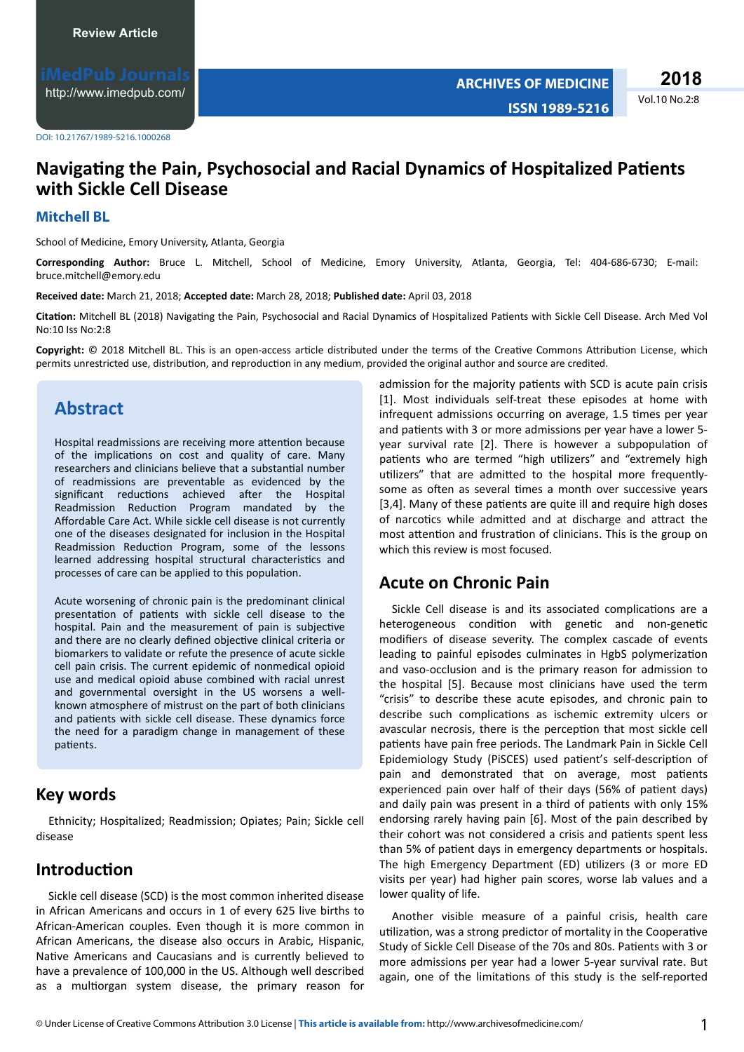Review Article

DOI: 10.21767/1989-5216.1000268

# Navigating the Pain, Psychosocial and Racial Dynamics of Hospitalized Patients with Sickle Cell Disease

**Mitchell BL**

School of Medicine, Emory University, Atlanta, Georgia

**Corresponding Author:** Bruce L. Mitchell, School of Medicine, Emory University, Atlanta, Georgia, Tel: 404-686-6730; E-mail: bruce.mitchell@emory.edu

**Received date:** March 21, 2018; **Accepted date:** March 28, 2018; **Published date:** April 03, 2018

**Citation:** Mitchell BL (2018) Navigating the Pain, Psychosocial and Racial Dynamics of Hospitalized Patients with Sickle Cell Disease. Arch Med Vol No:10 Iss No:2:8

**Copyright:** © 2018 Mitchell BL. This is an open-access article distributed under the terms of the Creative Commons Attribution License, which permits unrestricted use, distribution, and reproduction in any medium, provided the original author and source are credited.

## Abstract

Hospital readmissions are receiving more attention because of the implications on cost and quality of care. Many researchers and clinicians believe that a substantial number of readmissions are preventable as evidenced by the significant reductions achieved after the Hospital Readmission Reduction Program mandated by the Affordable Care Act. While sickle cell disease is not currently one of the diseases designated for inclusion in the Hospital Readmission Reduction Program, some of the lessons learned addressing hospital structural characteristics and processes of care can be applied to this population.

Acute worsening of chronic pain is the predominant clinical presentation of patients with sickle cell disease to the hospital. Pain and the measurement of pain is subjective and there are no clearly defined objective clinical criteria or biomarkers to validate or refute the presence of acute sickle cell pain crisis. The current epidemic of nonmedical opioid use and medical opioid abuse combined with racial unrest and governmental oversight in the US worsens a well-known atmosphere of mistrust on the part of both clinicians and patients with sickle cell disease. These dynamics force the need for a paradigm change in management of these patients.

## Key words

Ethnicity; Hospitalized; Readmission; Opiates; Pain; Sickle cell disease

## Introduction

Sickle cell disease (SCD) is the most common inherited disease in African Americans and occurs in 1 of every 625 live births to African-American couples. Even though it is more common in African Americans, the disease also occurs in Arabic, Hispanic, Native Americans and Caucasians and is currently believed to have a prevalence of 100,000 in the US. Although well described as a multiorgan system disease, the primary reason for admission for the majority patients with SCD is acute pain crisis [1]. Most individuals self-treat these episodes at home with infrequent admissions occurring on average, 1.5 times per year and patients with 3 or more admissions per year have a lower 5-year survival rate [2]. There is however a subpopulation of patients who are termed "high utilizers" and "extremely high utilizers" that are admitted to the hospital more frequently-some as often as several times a month over successive years [3,4]. Many of these patients are quite ill and require high doses of narcotics while admitted and at discharge and attract the most attention and frustration of clinicians. This is the group on which this review is most focused.

## Acute on Chronic Pain

Sickle Cell disease is and its associated complications are a heterogeneous condition with genetic and non-genetic modifiers of disease severity. The complex cascade of events leading to painful episodes culminates in HgbS polymerization and vaso-occlusion and is the primary reason for admission to the hospital [5]. Because most clinicians have used the term "crisis" to describe these acute episodes, and chronic pain to describe such complications as ischemic extremity ulcers or avascular necrosis, there is the perception that most sickle cell patients have pain free periods. The Landmark Pain in Sickle Cell Epidemiology Study (PiSCES) used patient's self-description of pain and demonstrated that on average, most patients experienced pain over half of their days (56% of patient days) and daily pain was present in a third of patients with only 15% endorsing rarely having pain [6]. Most of the pain described by their cohort was not considered a crisis and patients spent less than 5% of patient days in emergency departments or hospitals. The high Emergency Department (ED) utilizers (3 or more ED visits per year) had higher pain scores, worse lab values and a lower quality of life.

Another visible measure of a painful crisis, health care utilization, was a strong predictor of mortality in the Cooperative Study of Sickle Cell Disease of the 70s and 80s. Patients with 3 or more admissions per year had a lower 5-year survival rate. But again, one of the limitations of this study is the self-reported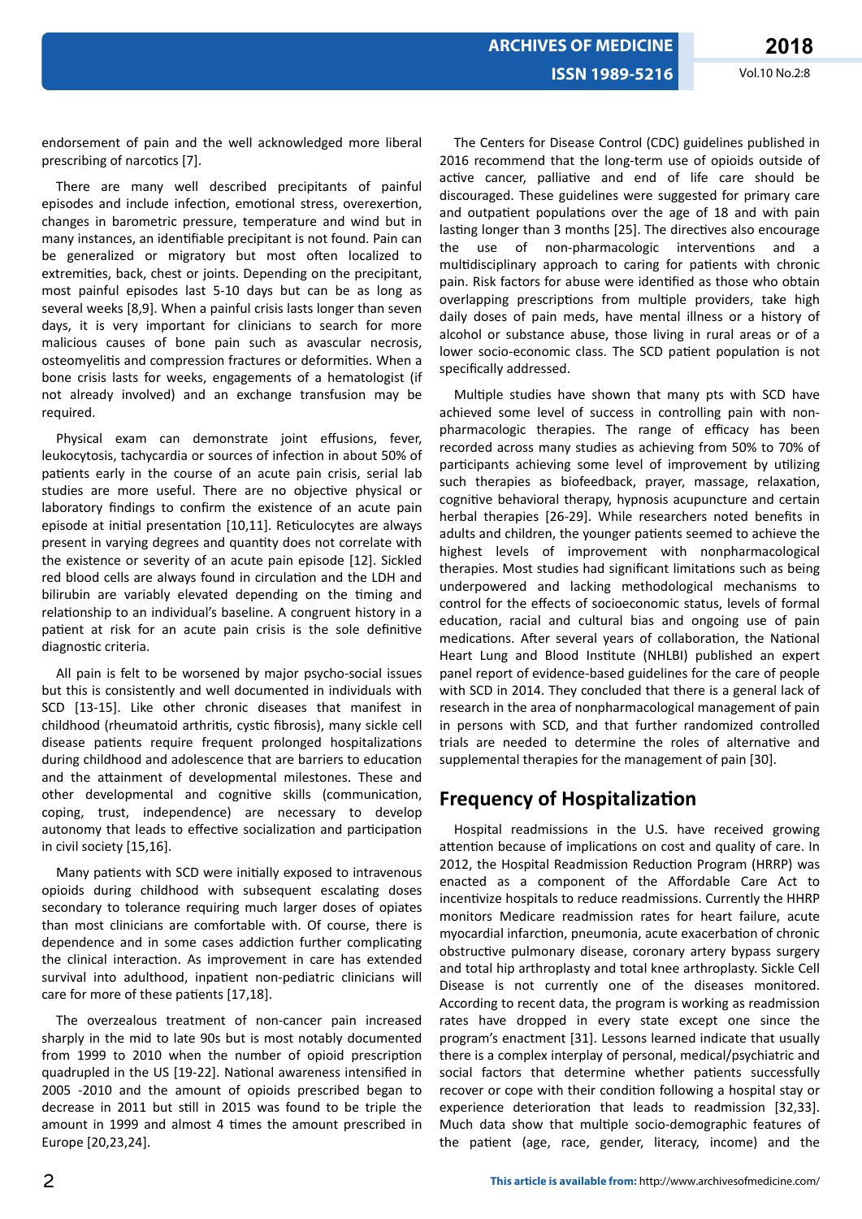endorsement of pain and the well acknowledged more liberal prescribing of narcotics [7].

There are many well described precipitants of painful episodes and include infection, emotional stress, overexertion, changes in barometric pressure, temperature and wind but in many instances, an identifiable precipitant is not found. Pain can be generalized or migratory but most often localized to extremities, back, chest or joints. Depending on the precipitant, most painful episodes last 5-10 days but can be as long as several weeks [8,9]. When a painful crisis lasts longer than seven days, it is very important for clinicians to search for more malicious causes of bone pain such as avascular necrosis, osteomyelitis and compression fractures or deformities. When a bone crisis lasts for weeks, engagements of a hematologist (if not already involved) and an exchange transfusion may be required.

Physical exam can demonstrate joint effusions, fever, leukocytosis, tachycardia or sources of infection in about 50% of patients early in the course of an acute pain crisis, serial lab studies are more useful. There are no objective physical or laboratory findings to confirm the existence of an acute pain episode at initial presentation [10,11]. Reticulocytes are always present in varying degrees and quantity does not correlate with the existence or severity of an acute pain episode [12]. Sickled red blood cells are always found in circulation and the LDH and bilirubin are variably elevated depending on the timing and relationship to an individual's baseline. A congruent history in a patient at risk for an acute pain crisis is the sole definitive diagnostic criteria.

All pain is felt to be worsened by major psycho-social issues but this is consistently and well documented in individuals with SCD [13-15]. Like other chronic diseases that manifest in childhood (rheumatoid arthritis, cystic fibrosis), many sickle cell disease patients require frequent prolonged hospitalizations during childhood and adolescence that are barriers to education and the attainment of developmental milestones. These and other developmental and cognitive skills (communication, coping, trust, independence) are necessary to develop autonomy that leads to effective socialization and participation in civil society [15,16].

Many patients with SCD were initially exposed to intravenous opioids during childhood with subsequent escalating doses secondary to tolerance requiring much larger doses of opiates than most clinicians are comfortable with. Of course, there is dependence and in some cases addiction further complicating the clinical interaction. As improvement in care has extended survival into adulthood, inpatient non-pediatric clinicians will care for more of these patients [17,18].

The overzealous treatment of non-cancer pain increased sharply in the mid to late 90s but is most notably documented from 1999 to 2010 when the number of opioid prescription quadrupled in the US [19-22]. National awareness intensified in 2005 -2010 and the amount of opioids prescribed began to decrease in 2011 but still in 2015 was found to be triple the amount in 1999 and almost 4 times the amount prescribed in Europe [20,23,24].

The Centers for Disease Control (CDC) guidelines published in 2016 recommend that the long-term use of opioids outside of active cancer, palliative and end of life care should be discouraged. These guidelines were suggested for primary care and outpatient populations over the age of 18 and with pain lasting longer than 3 months [25]. The directives also encourage the use of non-pharmacologic interventions and a multidisciplinary approach to caring for patients with chronic pain. Risk factors for abuse were identified as those who obtain overlapping prescriptions from multiple providers, take high daily doses of pain meds, have mental illness or a history of alcohol or substance abuse, those living in rural areas or of a lower socio-economic class. The SCD patient population is not specifically addressed.

Multiple studies have shown that many pts with SCD have achieved some level of success in controlling pain with non-pharmacologic therapies. The range of efficacy has been recorded across many studies as achieving from 50% to 70% of participants achieving some level of improvement by utilizing such therapies as biofeedback, prayer, massage, relaxation, cognitive behavioral therapy, hypnosis acupuncture and certain herbal therapies [26-29]. While researchers noted benefits in adults and children, the younger patients seemed to achieve the highest levels of improvement with nonpharmacological therapies. Most studies had significant limitations such as being underpowered and lacking methodological mechanisms to control for the effects of socioeconomic status, levels of formal education, racial and cultural bias and ongoing use of pain medications. After several years of collaboration, the National Heart Lung and Blood Institute (NHLBI) published an expert panel report of evidence-based guidelines for the care of people with SCD in 2014. They concluded that there is a general lack of research in the area of nonpharmacological management of pain in persons with SCD, and that further randomized controlled trials are needed to determine the roles of alternative and supplemental therapies for the management of pain [30].

## Frequency of Hospitalization

Hospital readmissions in the U.S. have received growing attention because of implications on cost and quality of care. In 2012, the Hospital Readmission Reduction Program (HRRP) was enacted as a component of the Affordable Care Act to incentivize hospitals to reduce readmissions. Currently the HHRP monitors Medicare readmission rates for heart failure, acute myocardial infarction, pneumonia, acute exacerbation of chronic obstructive pulmonary disease, coronary artery bypass surgery and total hip arthroplasty and total knee arthroplasty. Sickle Cell Disease is not currently one of the diseases monitored. According to recent data, the program is working as readmission rates have dropped in every state except one since the program's enactment [31]. Lessons learned indicate that usually there is a complex interplay of personal, medical/psychiatric and social factors that determine whether patients successfully recover or cope with their condition following a hospital stay or experience deterioration that leads to readmission [32,33]. Much data show that multiple socio-demographic features of the patient (age, race, gender, literacy, income) and the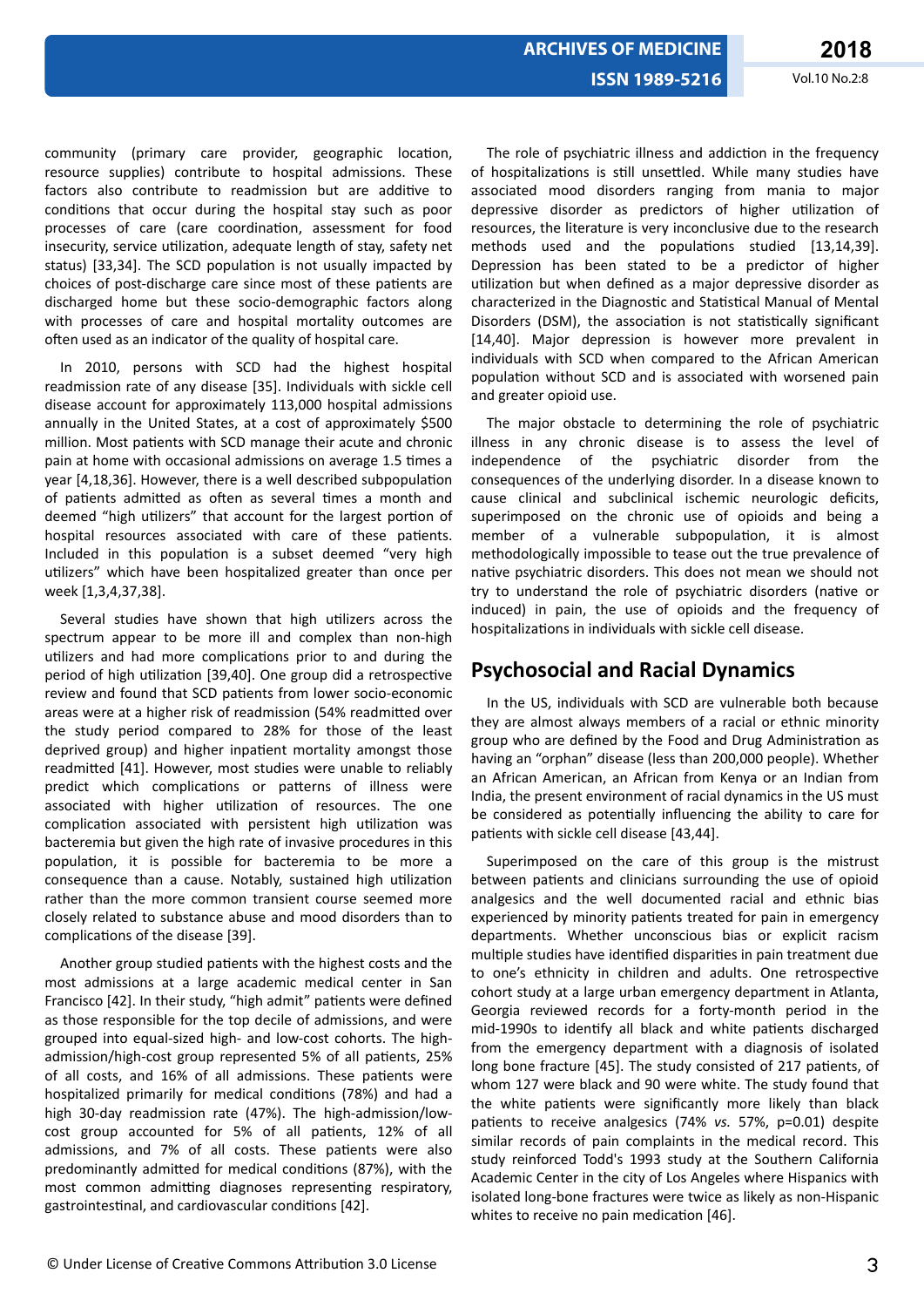community (primary care provider, geographic location, resource supplies) contribute to hospital admissions. These factors also contribute to readmission but are additive to conditions that occur during the hospital stay such as poor processes of care (care coordination, assessment for food insecurity, service utilization, adequate length of stay, safety net status) [33,34]. The SCD population is not usually impacted by choices of post-discharge care since most of these patients are discharged home but these socio-demographic factors along with processes of care and hospital mortality outcomes are often used as an indicator of the quality of hospital care.

In 2010, persons with SCD had the highest hospital readmission rate of any disease [35]. Individuals with sickle cell disease account for approximately 113,000 hospital admissions annually in the United States, at a cost of approximately $500 million. Most patients with SCD manage their acute and chronic pain at home with occasional admissions on average 1.5 times a year [4,18,36]. However, there is a well described subpopulation of patients admitted as often as several times a month and deemed "high utilizers" that account for the largest portion of hospital resources associated with care of these patients. Included in this population is a subset deemed "very high utilizers" which have been hospitalized greater than once per week [1,3,4,37,38].

Several studies have shown that high utilizers across the spectrum appear to be more ill and complex than non-high utilizers and had more complications prior to and during the period of high utilization [39,40]. One group did a retrospective review and found that SCD patients from lower socio-economic areas were at a higher risk of readmission (54% readmitted over the study period compared to 28% for those of the least deprived group) and higher inpatient mortality amongst those readmitted [41]. However, most studies were unable to reliably predict which complications or patterns of illness were associated with higher utilization of resources. The one complication associated with persistent high utilization was bacteremia but given the high rate of invasive procedures in this population, it is possible for bacteremia to be more a consequence than a cause. Notably, sustained high utilization rather than the more common transient course seemed more closely related to substance abuse and mood disorders than to complications of the disease [39].

Another group studied patients with the highest costs and the most admissions at a large academic medical center in San Francisco [42]. In their study, "high admit" patients were defined as those responsible for the top decile of admissions, and were grouped into equal-sized high- and low-cost cohorts. The high-admission/high-cost group represented 5% of all patients, 25% of all costs, and 16% of all admissions. These patients were hospitalized primarily for medical conditions (78%) and had a high 30-day readmission rate (47%). The high-admission/low-cost group accounted for 5% of all patients, 12% of all admissions, and 7% of all costs. These patients were also predominantly admitted for medical conditions (87%), with the most common admitting diagnoses representing respiratory, gastrointestinal, and cardiovascular conditions [42].

The role of psychiatric illness and addiction in the frequency of hospitalizations is still unsettled. While many studies have associated mood disorders ranging from mania to major depressive disorder as predictors of higher utilization of resources, the literature is very inconclusive due to the research methods used and the populations studied [13,14,39]. Depression has been stated to be a predictor of higher utilization but when defined as a major depressive disorder as characterized in the Diagnostic and Statistical Manual of Mental Disorders (DSM), the association is not statistically significant [14,40]. Major depression is however more prevalent in individuals with SCD when compared to the African American population without SCD and is associated with worsened pain and greater opioid use.

The major obstacle to determining the role of psychiatric illness in any chronic disease is to assess the level of independence of the psychiatric disorder from the consequences of the underlying disorder. In a disease known to cause clinical and subclinical ischemic neurologic deficits, superimposed on the chronic use of opioids and being a member of a vulnerable subpopulation, it is almost methodologically impossible to tease out the true prevalence of native psychiatric disorders. This does not mean we should not try to understand the role of psychiatric disorders (native or induced) in pain, the use of opioids and the frequency of hospitalizations in individuals with sickle cell disease.

## Psychosocial and Racial Dynamics

In the US, individuals with SCD are vulnerable both because they are almost always members of a racial or ethnic minority group who are defined by the Food and Drug Administration as having an "orphan" disease (less than 200,000 people). Whether an African American, an African from Kenya or an Indian from India, the present environment of racial dynamics in the US must be considered as potentially influencing the ability to care for patients with sickle cell disease [43,44].

Superimposed on the care of this group is the mistrust between patients and clinicians surrounding the use of opioid analgesics and the well documented racial and ethnic bias experienced by minority patients treated for pain in emergency departments. Whether unconscious bias or explicit racism multiple studies have identified disparities in pain treatment due to one's ethnicity in children and adults. One retrospective cohort study at a large urban emergency department in Atlanta, Georgia reviewed records for a forty-month period in the mid-1990s to identify all black and white patients discharged from the emergency department with a diagnosis of isolated long bone fracture [45]. The study consisted of 217 patients, of whom 127 were black and 90 were white. The study found that the white patients were significantly more likely than black patients to receive analgesics (74% *vs.* 57%, p=0.01) despite similar records of pain complaints in the medical record. This study reinforced Todd's 1993 study at the Southern California Academic Center in the city of Los Angeles where Hispanics with isolated long-bone fractures were twice as likely as non-Hispanic whites to receive no pain medication [46].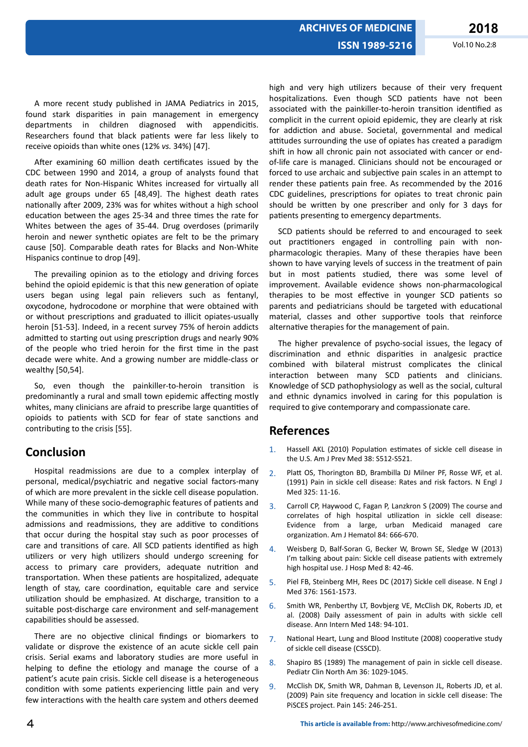A more recent study published in JAMA Pediatrics in 2015, found stark disparities in pain management in emergency departments in children diagnosed with appendicitis. Researchers found that black patients were far less likely to receive opioids than white ones (12% *vs.* 34%) [47].

After examining 60 million death certificates issued by the CDC between 1990 and 2014, a group of analysts found that death rates for Non-Hispanic Whites increased for virtually all adult age groups under 65 [48,49]. The highest death rates nationally after 2009, 23% was for whites without a high school education between the ages 25-34 and three times the rate for Whites between the ages of 35-44. Drug overdoses (primarily heroin and newer synthetic opiates are felt to be the primary cause [50]. Comparable death rates for Blacks and Non-White Hispanics continue to drop [49].

The prevailing opinion as to the etiology and driving forces behind the opioid epidemic is that this new generation of opiate users began using legal pain relievers such as fentanyl, oxycodone, hydrocodone or morphine that were obtained with or without prescriptions and graduated to illicit opiates-usually heroin [51-53]. Indeed, in a recent survey 75% of heroin addicts admitted to starting out using prescription drugs and nearly 90% of the people who tried heroin for the first time in the past decade were white. And a growing number are middle-class or wealthy [50,54].

So, even though the painkiller-to-heroin transition is predominantly a rural and small town epidemic affecting mostly whites, many clinicians are afraid to prescribe large quantities of opioids to patients with SCD for fear of state sanctions and contributing to the crisis [55].

## Conclusion

Hospital readmissions are due to a complex interplay of personal, medical/psychiatric and negative social factors-many of which are more prevalent in the sickle cell disease population. While many of these socio-demographic features of patients and the communities in which they live in contribute to hospital admissions and readmissions, they are additive to conditions that occur during the hospital stay such as poor processes of care and transitions of care. All SCD patients identified as high utilizers or very high utilizers should undergo screening for access to primary care providers, adequate nutrition and transportation. When these patients are hospitalized, adequate length of stay, care coordination, equitable care and service utilization should be emphasized. At discharge, transition to a suitable post-discharge care environment and self-management capabilities should be assessed.

There are no objective clinical findings or biomarkers to validate or disprove the existence of an acute sickle cell pain crisis. Serial exams and laboratory studies are more useful in helping to define the etiology and manage the course of a patient's acute pain crisis. Sickle cell disease is a heterogeneous condition with some patients experiencing little pain and very few interactions with the health care system and others deemed high and very high utilizers because of their very frequent hospitalizations. Even though SCD patients have not been associated with the painkiller-to-heroin transition identified as complicit in the current opioid epidemic, they are clearly at risk for addiction and abuse. Societal, governmental and medical attitudes surrounding the use of opiates has created a paradigm shift in how all chronic pain not associated with cancer or end-of-life care is managed. Clinicians should not be encouraged or forced to use archaic and subjective pain scales in an attempt to render these patients pain free. As recommended by the 2016 CDC guidelines, prescriptions for opiates to treat chronic pain should be written by one prescriber and only for 3 days for patients presenting to emergency departments.

SCD patients should be referred to and encouraged to seek out practitioners engaged in controlling pain with non-pharmacologic therapies. Many of these therapies have been shown to have varying levels of success in the treatment of pain but in most patients studied, there was some level of improvement. Available evidence shows non-pharmacological therapies to be most effective in younger SCD patients so parents and pediatricians should be targeted with educational material, classes and other supportive tools that reinforce alternative therapies for the management of pain.

The higher prevalence of psycho-social issues, the legacy of discrimination and ethnic disparities in analgesic practice combined with bilateral mistrust complicates the clinical interaction between many SCD patients and clinicians. Knowledge of SCD pathophysiology as well as the social, cultural and ethnic dynamics involved in caring for this population is required to give contemporary and compassionate care.

## References

1. Hassell AKL (2010) Population estimates of sickle cell disease in the U.S. Am J Prev Med 38: S512-S521.
2. Platt OS, Thorington BD, Brambilla DJ Milner PF, Rosse WF, et al. (1991) Pain in sickle cell disease: Rates and risk factors. N Engl J Med 325: 11-16.
3. Carroll CP, Haywood C, Fagan P, Lanzkron S (2009) The course and correlates of high hospital utilization in sickle cell disease: Evidence from a large, urban Medicaid managed care organization. Am J Hematol 84: 666-670.
4. Weisberg D, Balf-Soran G, Becker W, Brown SE, Sledge W (2013) I'm talking about pain: Sickle cell disease patients with extremely high hospital use. J Hosp Med 8: 42-46.
5. Piel FB, Steinberg MH, Rees DC (2017) Sickle cell disease. N Engl J Med 376: 1561-1573.
6. Smith WR, Penberthy LT, Bovbjerg VE, McClish DK, Roberts JD, et al. (2008) Daily assessment of pain in adults with sickle cell disease. Ann Intern Med 148: 94-101.
7. National Heart, Lung and Blood Institute (2008) cooperative study of sickle cell disease (CSSCD).
8. Shapiro BS (1989) The management of pain in sickle cell disease. Pediatr Clin North Am 36: 1029-1045.
9. McClish DK, Smith WR, Dahman B, Levenson JL, Roberts JD, et al. (2009) Pain site frequency and location in sickle cell disease: The PiSCES project. Pain 145: 246-251.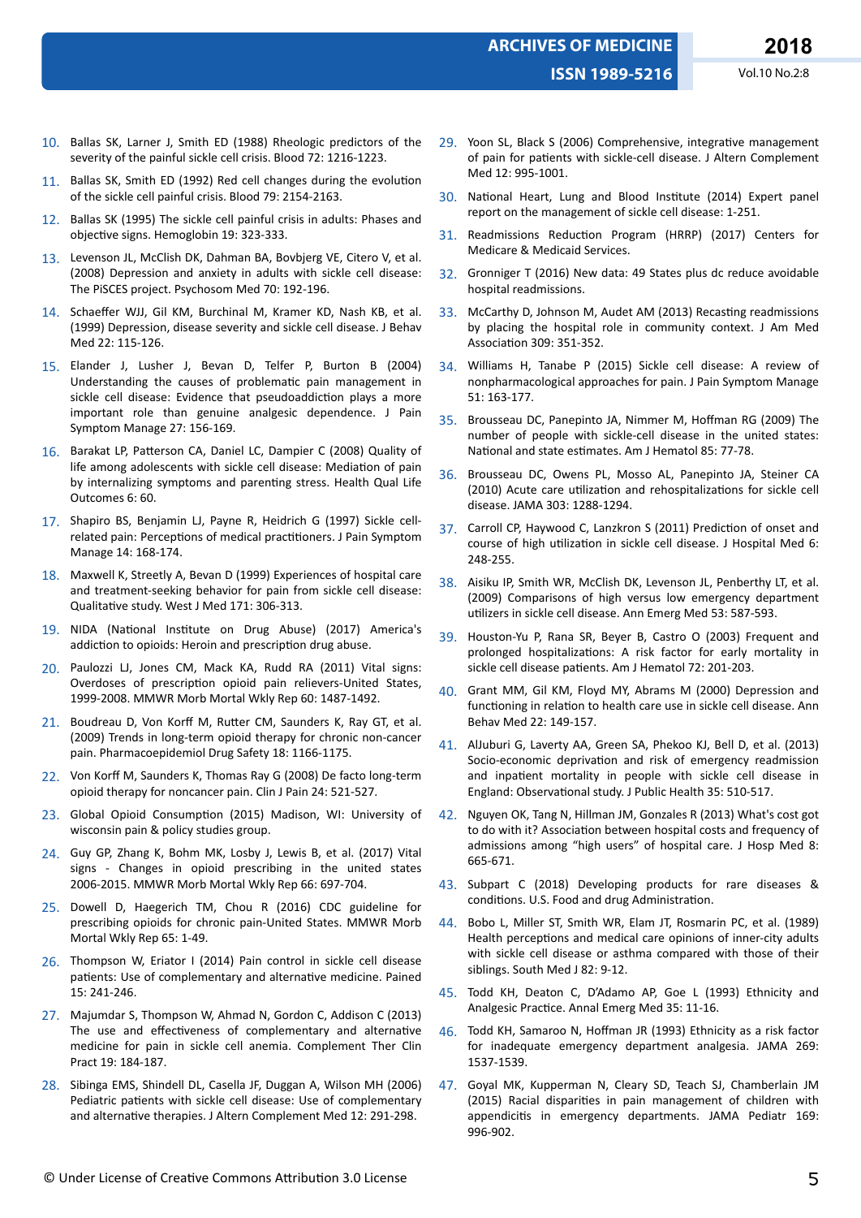10. Ballas SK, Larner J, Smith ED (1988) Rheologic predictors of the severity of the painful sickle cell crisis. Blood 72: 1216-1223.

11. Ballas SK, Smith ED (1992) Red cell changes during the evolution of the sickle cell painful crisis. Blood 79: 2154-2163.

12. Ballas SK (1995) The sickle cell painful crisis in adults: Phases and objective signs. Hemoglobin 19: 323-333.

13. Levenson JL, McClish DK, Dahman BA, Bovbjerg VE, Citero V, et al. (2008) Depression and anxiety in adults with sickle cell disease: The PiSCES project. Psychosom Med 70: 192-196.

14. Schaeffer WJJ, Gil KM, Burchinal M, Kramer KD, Nash KB, et al. (1999) Depression, disease severity and sickle cell disease. J Behav Med 22: 115-126.

15. Elander J, Lusher J, Bevan D, Telfer P, Burton B (2004) Understanding the causes of problematic pain management in sickle cell disease: Evidence that pseudoaddiction plays a more important role than genuine analgesic dependence. J Pain Symptom Manage 27: 156-169.

16. Barakat LP, Patterson CA, Daniel LC, Dampier C (2008) Quality of life among adolescents with sickle cell disease: Mediation of pain by internalizing symptoms and parenting stress. Health Qual Life Outcomes 6: 60.

17. Shapiro BS, Benjamin LJ, Payne R, Heidrich G (1997) Sickle cell-related pain: Perceptions of medical practitioners. J Pain Symptom Manage 14: 168-174.

18. Maxwell K, Streetly A, Bevan D (1999) Experiences of hospital care and treatment-seeking behavior for pain from sickle cell disease: Qualitative study. West J Med 171: 306-313.

19. NIDA (National Institute on Drug Abuse) (2017) America's addiction to opioids: Heroin and prescription drug abuse.

20. Paulozzi LJ, Jones CM, Mack KA, Rudd RA (2011) Vital signs: Overdoses of prescription opioid pain relievers-United States, 1999-2008. MMWR Morb Mortal Wkly Rep 60: 1487-1492.

21. Boudreau D, Von Korff M, Rutter CM, Saunders K, Ray GT, et al. (2009) Trends in long-term opioid therapy for chronic non-cancer pain. Pharmacoepidemiol Drug Safety 18: 1166-1175.

22. Von Korff M, Saunders K, Thomas Ray G (2008) De facto long-term opioid therapy for noncancer pain. Clin J Pain 24: 521-527.

23. Global Opioid Consumption (2015) Madison, WI: University of wisconsin pain & policy studies group.

24. Guy GP, Zhang K, Bohm MK, Losby J, Lewis B, et al. (2017) Vital signs - Changes in opioid prescribing in the united states 2006-2015. MMWR Morb Mortal Wkly Rep 66: 697-704.

25. Dowell D, Haegerich TM, Chou R (2016) CDC guideline for prescribing opioids for chronic pain-United States. MMWR Morb Mortal Wkly Rep 65: 1-49.

26. Thompson W, Eriator I (2014) Pain control in sickle cell disease patients: Use of complementary and alternative medicine. Pained 15: 241-246.

27. Majumdar S, Thompson W, Ahmad N, Gordon C, Addison C (2013) The use and effectiveness of complementary and alternative medicine for pain in sickle cell anemia. Complement Ther Clin Pract 19: 184-187.

28. Sibinga EMS, Shindell DL, Casella JF, Duggan A, Wilson MH (2006) Pediatric patients with sickle cell disease: Use of complementary and alternative therapies. J Altern Complement Med 12: 291-298.

29. Yoon SL, Black S (2006) Comprehensive, integrative management of pain for patients with sickle-cell disease. J Altern Complement Med 12: 995-1001.

30. National Heart, Lung and Blood Institute (2014) Expert panel report on the management of sickle cell disease: 1-251.

31. Readmissions Reduction Program (HRRP) (2017) Centers for Medicare & Medicaid Services.

32. Gronniger T (2016) New data: 49 States plus dc reduce avoidable hospital readmissions.

33. McCarthy D, Johnson M, Audet AM (2013) Recasting readmissions by placing the hospital role in community context. J Am Med Association 39: 351-352.

34. Williams H, Tanabe P (2015) Sickle cell disease: A review of nonpharmacological approaches for pain. J Pain Symptom Manage 51: 163-177.

35. Brousseau DC, Panepinto JA, Nimmer M, Hoffman RG (2009) The number of people with sickle-cell disease in the united states: National and state estimates. Am J Hematol 85: 77-78.

36. Brousseau DC, Owens PL, Mosso AL, Panepinto JA, Steiner CA (2010) Acute care utilization and rehospitalizations for sickle cell disease. JAMA 303: 1288-1294.

37. Carroll CP, Haywood C, Lanzkron S (2011) Prediction of onset and course of high utilization in sickle cell disease. J Hospital Med 6: 248-255.

38. Aisiku IP, Smith WR, McClish DK, Levenson JL, Penberthy LT, et al. (2009) Comparisons of high versus low emergency department utilizers in sickle cell disease. Ann Emerg Med 53: 587-593.

39. Houston-Yu P, Rana SR, Beyer B, Castro O (2003) Frequent and prolonged hospitalizations: A risk factor for early mortality in sickle cell disease patients. Am J Hematol 72: 201-203.

40. Grant MM, Gil KM, Floyd MY, Abrams M (2000) Depression and functioning in relation to health care use in sickle cell disease. Ann Behav Med 22: 149-157.

41. AlJuburi G, Laverty AA, Green SA, Phekoo KJ, Bell D, et al. (2013) Socio-economic deprivation and risk of emergency readmission and inpatient mortality in people with sickle cell disease in England: Observational study. J Public Health 35: 510-517.

42. Nguyen OK, Tang N, Hillman JM, Gonzales R (2013) What's cost got to do with it? Association between hospital costs and frequency of admissions among "high users" of hospital care. J Hosp Med 8: 665-671.

43. Subpart C (2018) Developing products for rare diseases & conditions. U.S. Food and drug Administration.

44. Bobo L, Miller ST, Smith WR, Elam JT, Rosmarin PC, et al. (1989) Health perceptions and medical care opinions of inner-city adults with sickle cell disease or asthma compared with those of their siblings. South Med J 82: 9-12.

45. Todd KH, Deaton C, D'Adamo AP, Goe L (1993) Ethnicity and Analgesic Practice. Annal Emerg Med 35: 11-16.

46. Todd KH, Samaroo N, Hoffman JR (1993) Ethnicity as a risk factor for inadequate emergency department analgesia. JAMA 269: 1537-1539.

47. Goyal MK, Kupperman N, Cleary SD, Teach SJ, Chamberlain JM (2015) Racial disparities in pain management of children with appendicitis in emergency departments. JAMA Pediatr 169: 996-902.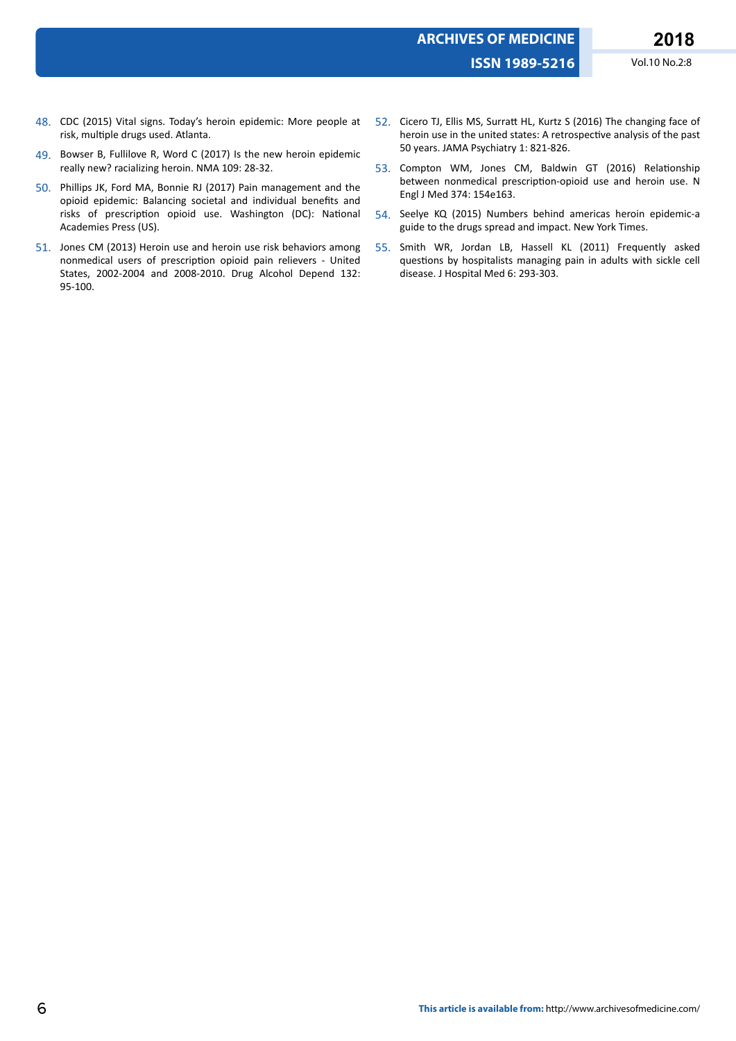48. CDC (2015) Vital signs. Today's heroin epidemic: More people at risk, multiple drugs used. Atlanta.
49. Bowser B, Fullilove R, Word C (2017) Is the new heroin epidemic really new? racializing heroin. NMA 109: 28-32.
50. Phillips JK, Ford MA, Bonnie RJ (2017) Pain management and the opioid epidemic: Balancing societal and individual benefits and risks of prescription opioid use. Washington (DC): National Academies Press (US).
51. Jones CM (2013) Heroin use and heroin use risk behaviors among nonmedical users of prescription opioid pain relievers - United States, 2002-2004 and 2008-2010. Drug Alcohol Depend 132: 95-100.
52. Cicero TJ, Ellis MS, Surratt HL, Kurtz S (2016) The changing face of heroin use in the united states: A retrospective analysis of the past 50 years. JAMA Psychiatry 1: 821-826.
53. Compton WM, Jones CM, Baldwin GT (2016) Relationship between nonmedical prescription-opioid use and heroin use. N Engl J Med 374: 154e163.
54. Seelye KQ (2015) Numbers behind americas heroin epidemic-a guide to the drugs spread and impact. New York Times.
55. Smith WR, Jordan LB, Hassell KL (2011) Frequently asked questions by hospitalists managing pain in adults with sickle cell disease. J Hospital Med 6: 293-303.